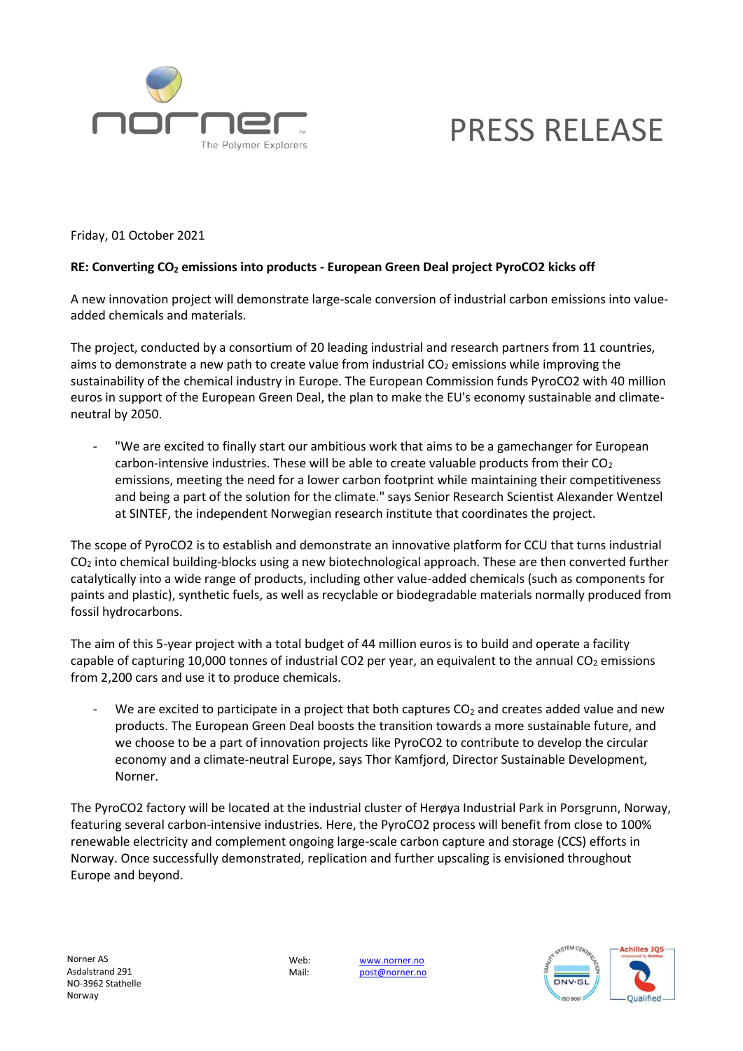# PRESS RELEASE

Friday, 01 October 2021

**RE: Converting $CO_2$ emissions into products - European Green Deal project PyroCO2 kicks off**

A new innovation project will demonstrate large-scale conversion of industrial carbon emissions into value-added chemicals and materials.

The project, conducted by a consortium of 20 leading industrial and research partners from 11 countries, aims to demonstrate a new path to create value from industrial $CO_2$ emissions while improving the sustainability of the chemical industry in Europe. The European Commission funds PyroCO2 with 40 million euros in support of the European Green Deal, the plan to make the EU's economy sustainable and climate-neutral by 2050.

- "We are excited to finally start our ambitious work that aims to be a gamechanger for European carbon-intensive industries. These will be able to create valuable products from their $CO_2$ emissions, meeting the need for a lower carbon footprint while maintaining their competitiveness and being a part of the solution for the climate." says Senior Research Scientist Alexander Wentzel at SINTEF, the independent Norwegian research institute that coordinates the project.

The scope of PyroCO2 is to establish and demonstrate an innovative platform for CCU that turns industrial $CO_2$ into chemical building-blocks using a new biotechnological approach. These are then converted further catalytically into a wide range of products, including other value-added chemicals (such as components for paints and plastic), synthetic fuels, as well as recyclable or biodegradable materials normally produced from fossil hydrocarbons.

The aim of this 5-year project with a total budget of 44 million euros is to build and operate a facility capable of capturing 10,000 tonnes of industrial CO2 per year, an equivalent to the annual $CO_2$ emissions from 2,200 cars and use it to produce chemicals.

- We are excited to participate in a project that both captures $CO_2$ and creates added value and new products. The European Green Deal boosts the transition towards a more sustainable future, and we choose to be a part of innovation projects like PyroCO2 to contribute to develop the circular economy and a climate-neutral Europe, says Thor Kamfjord, Director Sustainable Development, Norner.

The PyroCO2 factory will be located at the industrial cluster of Herøya Industrial Park in Porsgrunn, Norway, featuring several carbon-intensive industries. Here, the PyroCO2 process will benefit from close to 100% renewable electricity and complement ongoing large-scale carbon capture and storage (CCS) efforts in Norway. Once successfully demonstrated, replication and further upscaling is envisioned throughout Europe and beyond.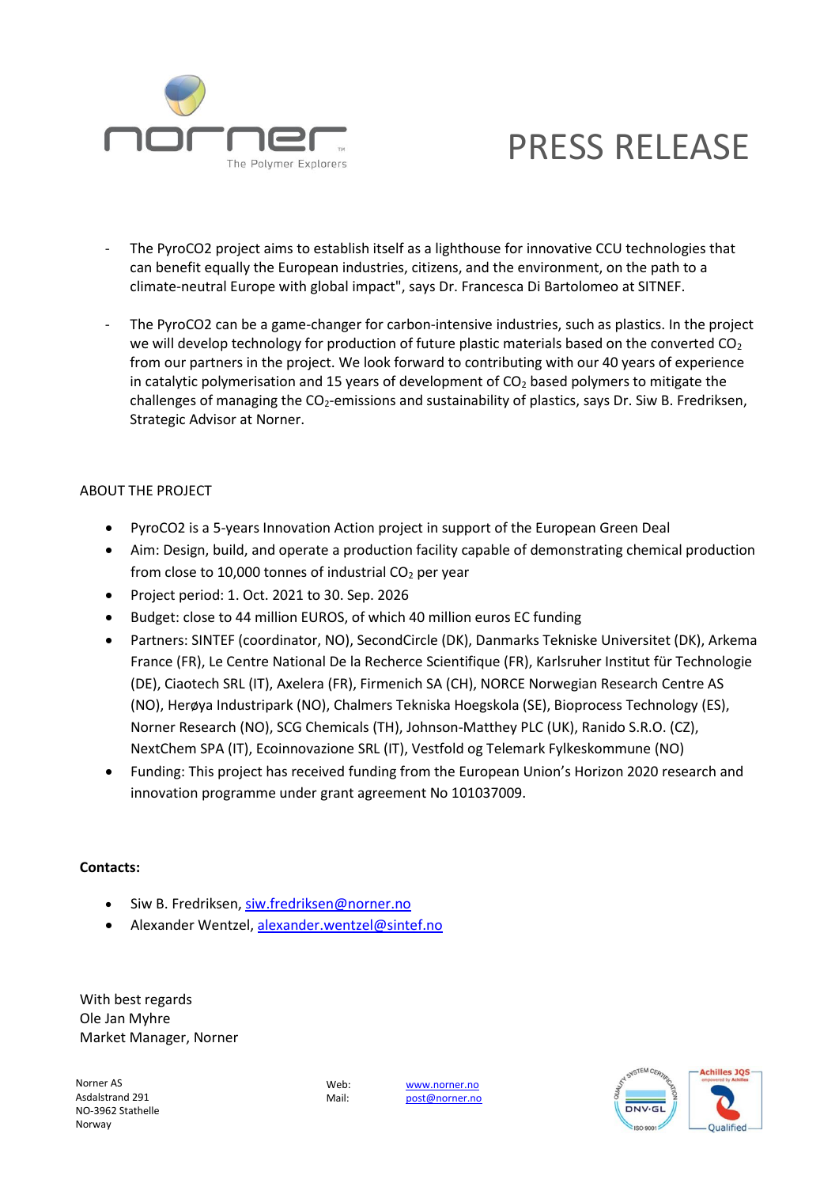# PRESS RELEASE

- The PyroCO2 project aims to establish itself as a lighthouse for innovative CCU technologies that can benefit equally the European industries, citizens, and the environment, on the path to a climate-neutral Europe with global impact", says Dr. Francesca Di Bartolomeo at SITNEF.

- The PyroCO2 can be a game-changer for carbon-intensive industries, such as plastics. In the project we will develop technology for production of future plastic materials based on the converted $CO_2$ from our partners in the project. We look forward to contributing with our 40 years of experience in catalytic polymerisation and 15 years of development of $CO_2$ based polymers to mitigate the challenges of managing the $CO_2$-emissions and sustainability of plastics, says Dr. Siw B. Fredriksen, Strategic Advisor at Norner.

ABOUT THE PROJECT

- PyroCO2 is a 5-years Innovation Action project in support of the European Green Deal
- Aim: Design, build, and operate a production facility capable of demonstrating chemical production from close to 10,000 tonnes of industrial $CO_2$ per year
- Project period: 1. Oct. 2021 to 30. Sep. 2026
- Budget: close to 44 million EUROS, of which 40 million euros EC funding
- Partners: SINTEF (coordinator, NO), SecondCircle (DK), Danmarks Tekniske Universitet (DK), Arkema France (FR), Le Centre National De la Recherce Scientifique (FR), Karlsruher Institut für Technologie (DE), Ciaotech SRL (IT), Axelera (FR), Firmenich SA (CH), NORCE Norwegian Research Centre AS (NO), Herøya Industripark (NO), Chalmers Tekniska Hoegskola (SE), Bioprocess Technology (ES), Norner Research (NO), SCG Chemicals (TH), Johnson-Matthey PLC (UK), Ranido S.R.O. (CZ), NextChem SPA (IT), Ecoinnovazione SRL (IT), Vestfold og Telemark Fylkeskommune (NO)
- Funding: This project has received funding from the European Union's Horizon 2020 research and innovation programme under grant agreement No 101037009.

**Contacts:**

- Siw B. Fredriksen, siw.fredriksen@norner.no
- Alexander Wentzel, alexander.wentzel@sintef.no

With best regards
Ole Jan Myhre
Market Manager, Norner

Norner AS
Asdalstrand 291
NO-3962 Stathelle
Norway

Web: www.norner.no
Mail: post@norner.no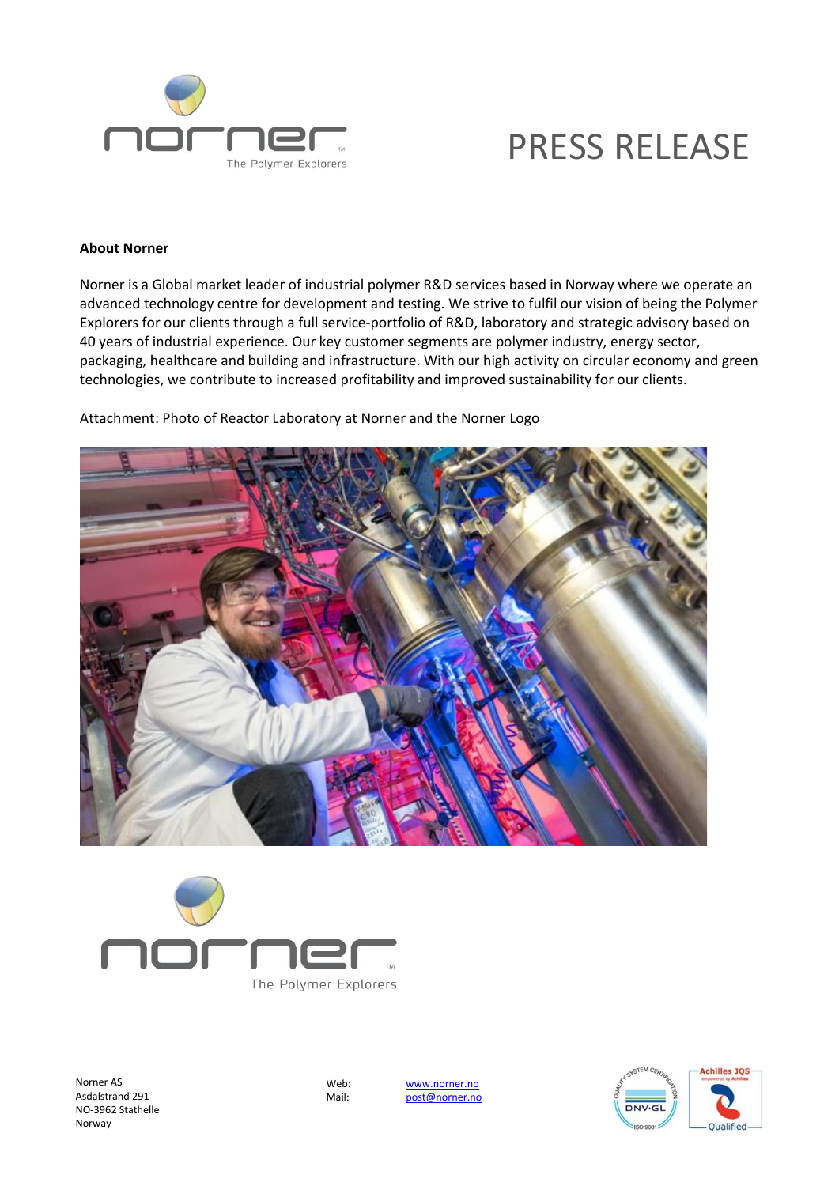PRESS RELEASE

**About Norner**

Norner is a Global market leader of industrial polymer R&D services based in Norway where we operate an advanced technology centre for development and testing. We strive to fulfil our vision of being the Polymer Explorers for our clients through a full service-portfolio of R&D, laboratory and strategic advisory based on 40 years of industrial experience. Our key customer segments are polymer industry, energy sector, packaging, healthcare and building and infrastructure. With our high activity on circular economy and green technologies, we contribute to increased profitability and improved sustainability for our clients.

Attachment: Photo of Reactor Laboratory at Norner and the Norner Logo

Norner AS
Asdalstrand 291
NO-3962 Stathelle
Norway

Web: www.norner.no
Mail: post@norner.no